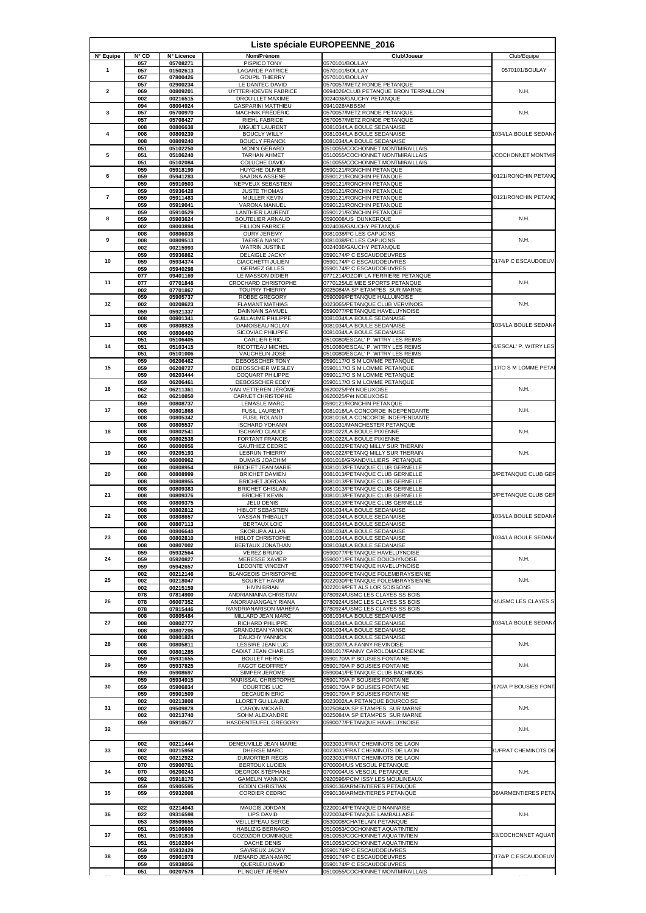# Liste spéciale EUROPEENNE_2016

| N° Equipe | N° CD | N° Licence | Nom/Prénom | Club/Joueur | Club/Equipe |
|---|---|---|---|---|---|
| 1 | 057 | 05708271 | PISPICO TONY | 0570101/BOULAY | 0570101/BOULAY |
| | 057 | 01502613 | LAGARDE PATRICE | 0570101/BOULAY | |
| | 057 | 07800426 | GOUPIL THIERRY | 0570101/BOULAY | |
| 2 | 057 | 02900234 | LE DANTEC DAVID | 0570057/METZ RONDE PETANQUE | N.H. |
| | 069 | 00809201 | UYTTERHOEVEN FABRICE | 0694026/CLUB PETANQUE BRON TERRAILLON | |
| | 002 | 00216515 | DROUILLET MAXIME | 0024036/GAUCHY PETANQUE | |
| 3 | 094 | 08004924 | GASPARINI MATTHIEU | 0941028/ABBSM | N.H. |
| | 057 | 05700970 | MACHNIK FRÉDÉRIC | 0570057/METZ RONDE PETANQUE | |
| | 057 | 05708427 | RIEHL FABRICE | 0570057/METZ RONDE PETANQUE | |
| 4 | 008 | 00806638 | MIGUET LAURENT | 0081034/LA BOULE SEDANAISE | 1034/LA BOULE SEDANA |
| | 008 | 00809239 | BOUCLY WILLY | 0081034/LA BOULE SEDANAISE | |
| | 008 | 00809240 | BOUCLY FRANCK | 0081034/LA BOULE SEDANAISE | |
| 5 | 051 | 05102250 | MONIN GÉRARD | 0510055/COCHONNET MONTMIRAILLAIS | /COCHONNET MONTMIR |
| | 051 | 05106240 | TARHAN AHMET | 0510055/COCHONNET MONTMIRAILLAIS | |
| | 051 | 05102084 | COLUCHE DAVID | 0510055/COCHONNET MONTMIRAILLAIS | |
| 6 | 059 | 05918199 | HUYGHE OLIVIER | 0590121/RONCHIN PETANQUE | 90121/RONCHIN PETANQ |
| | 059 | 05941283 | SAADNA ASSENE | 0590121/RONCHIN PETANQUE | |
| | 059 | 05910503 | NEPVEUX SEBASTIEN | 0590121/RONCHIN PETANQUE | |
| 7 | 059 | 05936428 | JUSTE THOMAS | 0590121/RONCHIN PETANQUE | 90121/RONCHIN PETANQ |
| | 059 | 05911483 | MULLER KEVIN | 0590121/RONCHIN PETANQUE | |
| | 059 | 05919041 | VARONA MANUEL | 0590121/RONCHIN PETANQUE | |
| 8 | 059 | 05910529 | LANTHIER LAURENT | 0590121/RONCHIN PETANQUE | N.H. |
| | 059 | 05903624 | BOUTELIER ARNAUD | 0590008/US DUNKERQUE | |
| | 002 | 08003894 | FILLION FABRICE | 0024036/GAUCHY PETANQUE | |
| 9 | 008 | 00806038 | OURY JEREMY | 0081038/PC LES CAPUCINS | N.H. |
| | 008 | 00809513 | TAEREA NANCY | 0081038/PC LES CAPUCINS | |
| | 002 | 00215993 | WATRIN JUSTINE | 0024036/GAUCHY PETANQUE | |
| 10 | 059 | 05936862 | DELAIGLE JACKY | 0590174/P C ESCAUDOEUVRES | 0174/P C ESCAUDOEUV |
| | 059 | 05934374 | GIACCHETTI JULIEN | 0590174/P C ESCAUDOEUVRES | |
| | 059 | 05940298 | GERMEZ GILLES | 0590174/P C ESCAUDOEUVRES | |
| 11 | 077 | 09401169 | LE MASSON DIDIER | 0771214/OZOIR LA FERRIERE PETANQUE | N.H. |
| | 077 | 07701848 | CROCHARD CHRISTOPHE | 0770125/LE MEE SPORTS PETANQUE | |
| | 002 | 07701867 | TOUPRY THIERRY | 0025084/A SP ETAMPES SUR MARNE | |
| 12 | 059 | 05905737 | ROBBE GREGORY | 0590099/PETANQUE HALLUINOISE | N.H. |
| | 002 | 00208623 | FLAMANT MATHIAS | 0023065/PETANQUE CLUB VERVINOIS | |
| | 059 | 05921337 | DAINNAIN SAMUEL | 0590077/PETANQUE HAVELUYNOISE | |
| 13 | 008 | 00801341 | GUILLAUME PHILIPPE | 0081034/LA BOULE SEDANAISE | 1034/LA BOULE SEDANA |
| | 008 | 00808828 | DAMOISEAU NOLAN | 0081034/LA BOULE SEDANAISE | |
| | 008 | 00806460 | SICOVIAC PHILIPPE | 0081034/LA BOULE SEDANAISE | |
| 14 | 051 | 05106405 | CARLIER ERIC | 0510080/ESCAL' P. WITRY LES REIMS | 0/ESCAL' P. WITRY LES |
| | 051 | 05103415 | RICOTTEAU MICHEL | 0510080/ESCAL' P. WITRY LES REIMS | |
| | 051 | 05101006 | VAUCHELIN JOSÉ | 0510080/ESCAL' P. WITRY LES REIMS | |
| 15 | 059 | 06206462 | DEBOSSCHER TONY | 0590117/O S M LOMME PETANQUE | 17/O S M LOMME PETA |
| | 059 | 06208727 | DEBOSSCHER WESLEY | 0590117/O S M LOMME PETANQUE | |
| | 059 | 06203444 | COQUART PHILIPPE | 0590117/O S M LOMME PETANQUE | |
| 16 | 059 | 06206461 | DEBOSSCHER EDDY | 0590117/O S M LOMME PETANQUE | N.H. |
| | 062 | 06211361 | VAN VETTEREN JÉRÔME | 0620025/Pét NOEUXOISE | |
| | 062 | 06210850 | CARNET CHRISTOPHE | 0620025/Pét NOEUXOISE | |
| 17 | 059 | 00808737 | LEMASLE MARC | 0590121/RONCHIN PETANQUE | N.H. |
| | 008 | 00801868 | FUSIL LAURENT | 0081016/LA CONCORDE INDEPENDANTE | |
| | 008 | 00805342 | FUSIL ROLAND | 0081016/LA CONCORDE INDEPENDANTE | |
| 18 | 008 | 00805537 | ISCHARD YOHANN | 0081031/MANCHESTER PETANQUE | N.H. |
| | 008 | 00802541 | ISCHARD CLAUDE | 0081022/LA BOULE PIXIENNE | |
| | 008 | 00802538 | FORTANT FRANCIS | 0081022/LA BOULE PIXIENNE | |
| 19 | 060 | 06000956 | GAUTHIEZ CEDRIC | 0601022/PETANQ MILLY SUR THERAIN | N.H. |
| | 060 | 09205193 | LEBRUN THIERRY | 0601022/PETANQ MILLY SUR THERAIN | |
| | 060 | 06000962 | DUMAIS JOACHIM | 0601016/GRANDVILLIERS PETANQUE | |
| 20 | 008 | 00808954 | BRICHET JEAN MARIE | 0081013/PETANQUE CLUB GERNELLE | 3/PETANQUE CLUB GER |
| | 008 | 00808999 | BRICHET DAMIEN | 0081013/PETANQUE CLUB GERNELLE | |
| | 008 | 00808955 | BRICHET JORDAN | 0081013/PETANQUE CLUB GERNELLE | |
| 21 | 008 | 00809383 | BRICHET GHISLAIN | 0081013/PETANQUE CLUB GERNELLE | 3/PETANQUE CLUB GER |
| | 008 | 00809376 | BRICHET KEVIN | 0081013/PETANQUE CLUB GERNELLE | |
| | 008 | 00809375 | JELU DENIS | 0081013/PETANQUE CLUB GERNELLE | |
| 22 | 008 | 00802812 | HIBLOT SEBASTIEN | 0081034/LA BOULE SEDANAISE | 1034/LA BOULE SEDANA |
| | 008 | 00808657 | VASSAN THIBAULT | 0081034/LA BOULE SEDANAISE | |
| | 008 | 00807113 | BERTAUX LOIC | 0081034/LA BOULE SEDANAISE | |
| 23 | 008 | 00806640 | SKORUPA ALLAN | 0081034/LA BOULE SEDANAISE | 1034/LA BOULE SEDANA |
| | 008 | 00802810 | HIBLOT CHRISTOPHE | 0081034/LA BOULE SEDANAISE | |
| | 008 | 00807002 | BERTAUX JONATHAN | 0081034/LA BOULE SEDANAISE | |
| 24 | 059 | 05932564 | VEREZ BRUNO | 0590077/PETANQUE HAVELUYNOISE | N.H. |
| | 059 | 05920827 | MERESSE XAVIER | 0590071/PETANQUE DOUCHYNOISE | |
| | 059 | 05942657 | LECONTE VINCENT | 0590077/PETANQUE HAVELUYNOISE | |
| 25 | 002 | 00212146 | BLANGEOIS CHRISTOPHE | 0022030/PETANQUE FOLEMBRAYSIENNE | N.H. |
| | 002 | 00218047 | SOUIKET HAKIM | 0022030/PETANQUE FOLEMBRAYSIENNE | |
| | 002 | 00215159 | HIVIN BRIAN | 0022019/PET ALS LOR SOISSONS | |
| 26 | 078 | 07814900 | ANDRIANAINA CHRISTIAN | 0780924/USMC LES CLAYES SS BOIS | 24/USMC LES CLAYES S |
| | 078 | 06007352 | ANDRIANANGALY RIANA | 0780924/USMC LES CLAYES SS BOIS | |
| | 078 | 07815446 | RANDRIANARISON MAHÉFA | 0780924/USMC LES CLAYES SS BOIS | |
| 27 | 008 | 00805484 | MILLARD JEAN MARC | 0081034/LA BOULE SEDANAISE | 1034/LA BOULE SEDANA |
| | 008 | 00802777 | RICHARD PHILIPPE | 0081034/LA BOULE SEDANAISE | |
| | 008 | 00807205 | GRANDJEAN YANNICK | 0081034/LA BOULE SEDANAISE | |
| 28 | 008 | 00801824 | DAUCHY YANNICK | 0081034/LA BOULE SEDANAISE | N.H. |
| | 008 | 00805811 | LESSIRE JEAN LUC | 0081007/LA FANNY REVINOISE | |
| | 008 | 00801285 | CADIAT JEAN CHARLES | 0081017/FANNY CAROLOMACERIENNE | |
| 29 | 059 | 05931655 | BOULET HERVÉ | 0590170/A P BOUSIES FONTAINE | N.H. |
| | 059 | 05937825 | FAGOT GEOFFREY | 0590170/A P BOUSIES FONTAINE | |
| | 059 | 05908697 | SIMPER JEROME | 0590041/PETANQUE CLUB BACHINOIS | |
| 30 | 059 | 05934915 | MARISSAL CHRISTOPHE | 0590170/A P BOUSIES FONTAINE | 0170/A P BOUSIES FONT |
| | 059 | 05906834 | COURTOIS LUC | 0590170/A P BOUSIES FONTAINE | |
| | 059 | 05901509 | DECAUDIN ERIC | 0590170/A P BOUSIES FONTAINE | |
| 31 | 002 | 00213808 | LLORET GUILLAUME | 0023002/LA PETANQUE BOURCOISE | N.H. |
| | 002 | 09509878 | CARON MICKAËL | 0025084/A SP ETAMPES SUR MARNE | |
| | 002 | 00213740 | SOHM ALEXANDRE | 0025084/A SP ETAMPES SUR MARNE | |
| 32 | 059 | 05910577 | HASDENTEUFEL GREGORY | 0590077/PETANQUE HAVELUYNOISE | N.H. |
| | | | | | |
| | | | | | |
| 33 | 002 | 00211444 | DENEUVILLE JEAN MARIE | 0023031/FRAT CHEMINOTS DE LAON | 31/FRAT CHEMINOTS DE |
| | 002 | 00215958 | DHERSE MARC | 0023031/FRAT CHEMINOTS DE LAON | |
| | 002 | 00212922 | DUMORTIER RÉGIS | 0023031/FRAT CHEMINOTS DE LAON | |
| 34 | 070 | 05900701 | BERTOUX LUCIEN | 0700004/US VESOUL PETANQUE | N.H. |
| | 070 | 06200243 | DECROIX STÉPHANE | 0700004/US VESOUL PETANQUE | |
| | 092 | 05918176 | GAMELIN YANNICK | 0920596/PCIM ISSY LES MOULINEAUX | |
| 35 | 059 | 05905595 | GODIN CHRISTIAN | 0590136/ARMENTIERES PETANQUE | 36/ARMENTIERES PETA |
| | 059 | 05932008 | CORDIER CEDRIC | 0590136/ARMENTIERES PETANQUE | |
| | | | | | |
| 36 | 022 | 02214043 | MAUGIS JORDAN | 0220014/PETANQUE DINANNAISE | N.H. |
| | 022 | 09316598 | LIPS DAVID | 0220034/PETANQUE LAMBALLAISE | |
| | 053 | 08509655 | VEILLEPEAU SERGE | 0530008/CHATELAIN PETANQUE | |
| 37 | 051 | 05106606 | HABLIZIG BERNARD | 0510053/COCHONNET AQUATINTIEN | 53/COCHONNET AQUAT |
| | 051 | 05101816 | GOZDZIOR DOMINIQUE | 0510053/COCHONNET AQUATINTIEN | |
| | 051 | 05102804 | DACHE DENIS | 0510053/COCHONNET AQUATINTIEN | |
| 38 | 059 | 05932429 | SAVREUX JACKY | 0590174/P C ESCAUDOEUVRES | 0174/P C ESCAUDOEUV |
| | 059 | 05901978 | MENARD JEAN-MARC | 0590174/P C ESCAUDOEUVRES | |
| | 059 | 05938056 | QUERLEU DAVID | 0590174/P C ESCAUDOEUVRES | |
| | 051 | 00207578 | PLINGUET JÉRÉMY | 0510055/COCHONNET MONTMIRAILLAIS | |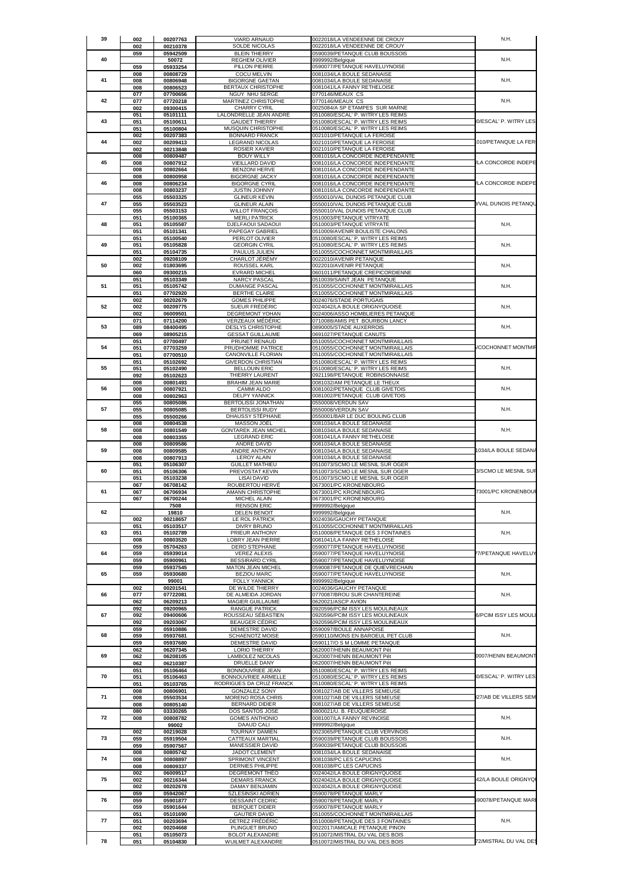| | | | | | |
|---|---|---|---|---|---|
| 39 | 002 | 00207763 | VIARD ARNAUD | 0022018/LA VENDEENNE DE CROUY | N.H. |
| | 002 | 00210378 | SOLDE NICOLAS | 0022018/LA VENDEENNE DE CROUY | |
| | 059 | 05942509 | BLEIN THIERRY | 0590039/PETANQUE CLUB BOUSSOIS | |
| 40 | | 50072 | REGHEM OLIVIER | 9999992/Belgique | N.H. |
| | 059 | 05933254 | PILLON PIERRE | 0590077/PETANQUE HAVELUYNOISE | |
| | 008 | 00808729 | COCU MELVIN | 0081034/LA BOULE SEDANAISE | |
| 41 | 008 | 00806948 | BIGORGNE GAETAN | 0081034/LA BOULE SEDANAISE | N.H. |
| | 008 | 00806523 | BERTAUX CHRISTOPHE | 0081041/LA FANNY RETHELOISE | |
| | 077 | 07700656 | NGUY NHU SERGE | 0770146/MEAUX CS | |
| 42 | 077 | 07720218 | MARTINEZ CHRISTOPHE | 0770146/MEAUX CS | N.H. |
| | 002 | 09300415 | CHARRY CYRIL | 0025084/A SP ETAMPES SUR MARNE | |
| | 051 | 05101111 | LALONDRELLE JEAN ANDRE | 0510080/ESCAL' P. WITRY LES REIMS | |
| 43 | 051 | 05100611 | GAUDET THIERRY | 0510080/ESCAL' P. WITRY LES REIMS | 0/ESCAL' P. WITRY LES |
| | 051 | 05100804 | MUSQUIN CHRISTOPHE | 0510080/ESCAL' P. WITRY LES REIMS | |
| | 002 | 00207383 | BONNARD FRANCK | 0021010/PETANQUE LA FEROISE | |
| 44 | 002 | 00209413 | LEGRAND NICOLAS | 0021010/PETANQUE LA FEROISE | 010/PETANQUE LA FER |
| | 002 | 00213848 | ROSIER XAVIER | 0021010/PETANQUE LA FEROISE | |
| | 008 | 00809487 | BOUY WILLY | 0081016/LA CONCORDE INDEPENDANTE | |
| 45 | 008 | 00807912 | VIEILLARD DAVID | 0081016/LA CONCORDE INDEPENDANTE | /LA CONCORDE INDEPE |
| | 008 | 00802664 | BENZONI HERVE | 0081016/LA CONCORDE INDEPENDANTE | |
| | 008 | 00800958 | BIGORGNE JACKY | 0081016/LA CONCORDE INDEPENDANTE | |
| 46 | 008 | 00806234 | BIGORGNE CYRIL | 0081016/LA CONCORDE INDEPENDANTE | /LA CONCORDE INDEPE |
| | 008 | 00803237 | JUSTIN JOHNNY | 0081016/LA CONCORDE INDEPENDANTE | |
| | 055 | 05503325 | GLINEUR KÉVIN | 0550010/VAL DUNOIS PETANQUE CLUB | |
| 47 | 055 | 05503523 | GLINEUR ALAIN | 0550010/VAL DUNOIS PETANQUE CLUB | 0/VAL DUNOIS PETANQU |
| | 055 | 05503153 | WILLOT FRANÇOIS | 0550010/VAL DUNOIS PETANQUE CLUB | |
| | 051 | 05100365 | MERLI PATRICK | 0510003/PETANQUE VITRYATE | |
| 48 | 051 | 05105587 | DJELFAOUI SADAOUI | 0510003/PETANQUE VITRYATE | N.H. |
| | 051 | 05101341 | PAPEGAY GABRIEL | 0510009/AVENIR BOULISTE CHALONS | |
| | 051 | 05100540 | PERLOT OLIVIER | 0510080/ESCAL' P. WITRY LES REIMS | |
| 49 | 051 | 05105828 | GEORGIN CYRIL | 0510080/ESCAL' P. WITRY LES REIMS | N.H. |
| | 051 | 05104735 | PAULUS JULIEN | 0510055/COCHONNET MONTMIRAILLAIS | |
| | 002 | 09208109 | CHARLOT JÉRÉMY | 0022010/AVENIR PETANQUE | |
| 50 | 002 | 01803695 | ROUSSEL KARL | 0022010/AVENIR PETANQUE | N.H. |
| | 060 | 09300215 | EVRARD MICHEL | 0601011/PETANQUE CREPICORDIENNE | |
| | 051 | 05103349 | NARCY PASCAL | 0510039/SAINT JEAN PETANQUE | |
| 51 | 051 | 05105742 | DUMANGE PASCAL | 0510055/COCHONNET MONTMIRAILLAIS | N.H. |
| | 051 | 07702920 | BERTHE CLAIRE | 0510055/COCHONNET MONTMIRAILLAIS | |
| | 002 | 00202679 | GOMES PHILIPPE | 0024076/STADE PORTUGAIS | |
| 52 | 002 | 00209775 | SUEUR FRÉDÉRIC | 0024042/LA BOULE ORIGNYQUOISE | N.H. |
| | 002 | 06009501 | DEGREMONT YOHAN | 0024006/ASSO HOMBLIERES PETANQUE | |
| | 071 | 07114200 | VERZEAUX MÉDÉRIC | 0710088/AMIS PET BOURBON LANCY | |
| 53 | 089 | 08400495 | DESLYS CHRISTOPHE | 0890005/STADE AUXERROIS | N.H. |
| | 069 | 08905215 | GESSAT GUILLAUME | 0691027/PETANQUE CANUTS | |
| | 051 | 07700497 | PRUNET RENAUD | 0510055/COCHONNET MONTMIRAILLAIS | |
| 54 | 051 | 07703259 | PRUDHOMME PATRICE | 0510055/COCHONNET MONTMIRAILLAIS | /COCHONNET MONTMIR |
| | 051 | 07700510 | CANONVILLE FLORIAN | 0510055/COCHONNET MONTMIRAILLAIS | |
| | 051 | 05102692 | GIVERDON CHRISTIAN | 0510080/ESCAL' P. WITRY LES REIMS | |
| 55 | 051 | 05102490 | BELLOUIN ERIC | 0510080/ESCAL' P. WITRY LES REIMS | N.H. |
| | 092 | 05102623 | THIERRY LAURENT | 0921198/PETANQUE ROBINSONNAISE | |
| | 008 | 00801493 | BRAHIM JEAN MARIE | 0081032/AM PETANQUE LE THEUX | |
| 56 | 008 | 00807921 | CAMMI ALDO | 0081002/PETANQUE CLUB GIVETOIS | N.H. |
| | 008 | 00802963 | DELPY YANNICK | 0081002/PETANQUE CLUB GIVETOIS | |
| | 055 | 00805086 | BERTOLISSI JONATHAN | 0550008/VERDUN SAV | |
| 57 | 055 | 00805085 | BERTOLISSI RUDY | 0550008/VERDUN SAV | N.H. |
| | 055 | 05500266 | DHAUSSY STÉPHANE | 0550001/BAR LE DUC BOULING CLUB | |
| | 008 | 00804538 | MASSON JOEL | 0081034/LA BOULE SEDANAISE | |
| 58 | 008 | 00801549 | GONTAREK JEAN MICHEL | 0081034/LA BOULE SEDANAISE | N.H. |
| | 008 | 00803355 | LEGRAND ERIC | 0081041/LA FANNY RETHELOISE | |
| | 008 | 00809586 | ANDRE DAVID | 0081034/LA BOULE SEDANAISE | |
| 59 | 008 | 00809585 | ANDRE ANTHONY | 0081034/LA BOULE SEDANAISE | 1034/LA BOULE SEDANA |
| | 008 | 00807913 | LEROY ALAIN | 0081034/LA BOULE SEDANAISE | |
| | 051 | 05106307 | GUILLET MATHIEU | 0510073/SCMO LE MESNIL SUR OGER | |
| 60 | 051 | 05106306 | PREVOSTAT KEVIN | 0510073/SCMO LE MESNIL SUR OGER | 3/SCMO LE MESNIL SUR |
| | 051 | 05103238 | LISAI DAVID | 0510073/SCMO LE MESNIL SUR OGER | |
| | 067 | 06708142 | ROUBERTOU HERVÉ | 0673001/PC KRONENBOURG | |
| 61 | 067 | 06706934 | AMANN CHRISTOPHE | 0673001/PC KRONENBOURG | 73001/PC KRONENBOUR |
| | 067 | 06700244 | MICHEL ALAIN | 0673001/PC KRONENBOURG | |
| | | 7508 | RENSON ERIC | 9999992/Belgique | |
| 62 | | 19810 | DELEN BENOIT | 9999992/Belgique | N.H. |
| | 002 | 00218657 | LE ROL PATRICK | 0024036/GAUCHY PETANQUE | |
| | 051 | 05103517 | DIVRY BRUNO | 0510055/COCHONNET MONTMIRAILLAIS | |
| 63 | 051 | 05102789 | PRIEUR ANTHONY | 0510008/PETANQUE DES 3 FONTAINES | N.H. |
| | 008 | 00803520 | LOBRY JEAN PIERRE | 0081041/LA FANNY RETHELOISE | |
| | 059 | 05704263 | DERO STEPHANE | 0590077/PETANQUE HAVELUYNOISE | |
| 64 | 059 | 05939014 | VEREZ ALEXIS | 0590077/PETANQUE HAVELUYNOISE | 77/PETANQUE HAVELUY |
| | 059 | 05900961 | BESSIRARD CYRIL | 0590077/PETANQUE HAVELUYNOISE | |
| | 059 | 05937545 | MATON JEAN MICHEL | 0590087/PETANQUE DE QUIEVRECHAIN | |
| 65 | 059 | 05930680 | BEZIOU MARC | 0590077/PETANQUE HAVELUYNOISE | N.H. |
| | | 99001 | FOLLY YANNICK | 9999992/Belgique | |
| | 002 | 00201541 | DE WILDE THIERRY | 0024036/GAUCHY PETANQUE | |
| 66 | 077 | 07722081 | DE ALMEIDA JORDAN | 0770087/BROU SUR CHANTEREINE | N.H. |
| | 062 | 06209213 | MAGIER GUILLAUME | 0620021/ASCP AVION | |
| | 092 | 09200965 | RANGUE PATRICK | 0920596/PCIM ISSY LES MOULINEAUX | |
| 67 | 092 | 09400606 | ROUSSEAU SÉBASTIEN | 0920596/PCIM ISSY LES MOULINEAUX | 6/PCIM ISSY LES MOULI |
| | 092 | 09203067 | BEAUGER CÉDRIC | 0920596/PCIM ISSY LES MOULINEAUX | |
| | 059 | 05910886 | DEMESTRE DAVID | 0590097/BOULE ANNAPOISE | |
| 68 | 059 | 05937681 | SCHAENOTZ MOISE | 0590110/MONS EN BAROEUL PET CLUB | N.H. |
| | 059 | 05937680 | DEMESTRE DAVID | 0590117/O S M LOMME PETANQUE | |
| | 062 | 06207345 | LORIO THIERRY | 0620007/HENIN BEAUMONT Pét | |
| 69 | 062 | 06208105 | LAMBOLEZ NICOLAS | 0620007/HENIN BEAUMONT Pét | 0007/HENIN BEAUMONT |
| | 062 | 06210387 | DRUELLE DANY | 0620007/HENIN BEAUMONT Pét | |
| | 051 | 05106464 | BONNOUVRIEE JEAN | 0510080/ESCAL' P. WITRY LES REIMS | |
| 70 | 051 | 05106463 | BONNOUVRIEE ARMELLE | 0510080/ESCAL' P. WITRY LES REIMS | 0/ESCAL' P. WITRY LES |
| | 051 | 05103765 | RODRIGUES DA CRUZ FRANCK | 0510080/ESCAL' P. WITRY LES REIMS | |
| | 008 | 00806901 | GONZALEZ SONY | 0081027/AB DE VILLERS SEMEUSE | |
| 71 | 008 | 05503534 | MORENO ROSA CHRIS | 0081027/AB DE VILLERS SEMEUSE | 27/AB DE VILLERS SEM |
| | 008 | 00805140 | BERNARD DIDIER | 0081027/AB DE VILLERS SEMEUSE | |
| | 080 | 03330265 | DOS SANTOS JOSÉ | 0800021/U. B. FEUQUIEROISE | |
| 72 | 008 | 00808782 | GOMES ANTHONIO | 0081007/LA FANNY REVINOISE | N.H. |
| | | 99002 | DAAUD CALI | 9999992/Belgique | |
| | 002 | 00219028 | TOURNAY DAMIEN | 0023065/PETANQUE CLUB VERVINOIS | |
| 73 | 059 | 05919504 | CATTEAUX MARTIAL | 0590039/PETANQUE CLUB BOUSSOIS | N.H. |
| | 059 | 05907567 | MANESSIER DAVID | 0590039/PETANQUE CLUB BOUSSOIS | |
| | 008 | 00805742 | JADOT CLÉMENT | 0081034/LA BOULE SEDANAISE | |
| 74 | 008 | 00808897 | SPRIMONT VINCENT | 0081038/PC LES CAPUCINS | N.H. |
| | 008 | 00809337 | DERNIES PHILIPPE | 0081038/PC LES CAPUCINS | |
| | 002 | 06009517 | DEGREMONT THEO | 0024042/LA BOULE ORIGNYQUOISE | |
| 75 | 002 | 00216344 | DEMARS FRANCK | 0024042/LA BOULE ORIGNYQUOISE | 42/LA BOULE ORIGNYQ |
| | 002 | 00202678 | DAMAY BENJAMIN | 0024042/LA BOULE ORIGNYQUOISE | |
| | 059 | 05942067 | SZLESINSKI ADRIEN | 0590078/PETANQUE MARLY | |
| 76 | 059 | 05901877 | DESSAINT CEDRIC | 0590078/PETANQUE MARLY | 590078/PETANQUE MARL |
| | 059 | 05901644 | BERQUET DIDIER | 0590078/PETANQUE MARLY | |
| | 051 | 05101690 | GAUTIER DAVID | 0510055/COCHONNET MONTMIRAILLAIS | |
| 77 | 051 | 00203694 | DETREZ FRÉDÉRIC | 0510008/PETANQUE DES 3 FONTAINES | N.H. |
| | 002 | 00204668 | PLINGUET BRUNO | 0022017/AMICALE PETANQUE PINON | |
| | 051 | 05105073 | BOLOT ALEXANDRE | 0510072/MISTRAL DU VAL DES BOIS | |
| 78 | 051 | 05104830 | WUILMET ALEXANDRE | 0510072/MISTRAL DU VAL DES BOIS | 72/MISTRAL DU VAL DES |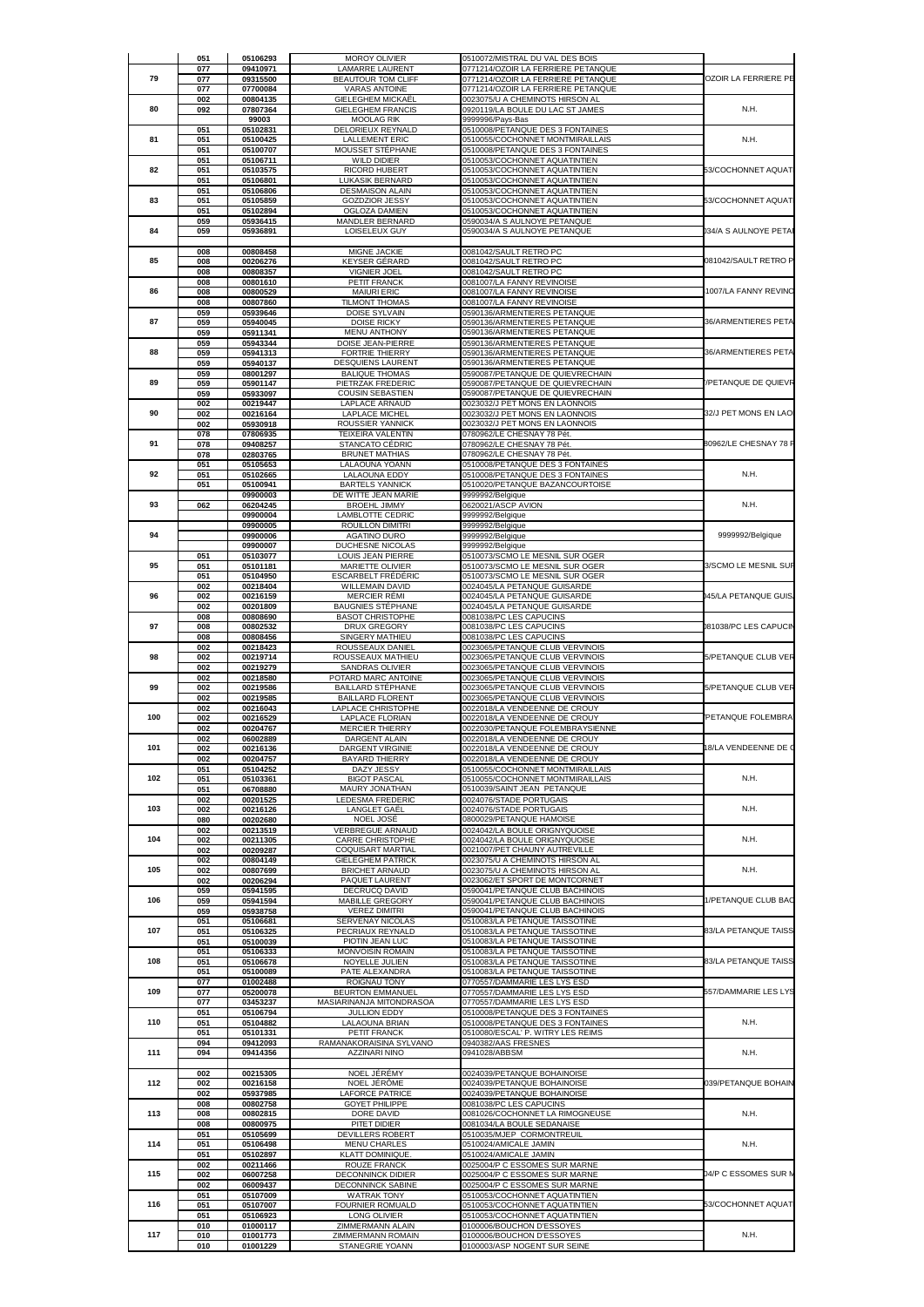| | | | | | |
|---|---|---|---|---|---|
| | 051 | 05106293 | MOROY OLIVIER | 0510072/MISTRAL DU VAL DES BOIS | |
| 79 | 077 | 09410971 | LAMARRE LAURENT | 0771214/OZOIR LA FERRIERE PETANQUE | OZOIR LA FERRIERE PE |
| | 077 | 09315500 | BEAUTOUR TOM CLIFF | 0771214/OZOIR LA FERRIERE PETANQUE | |
| | 077 | 07700084 | VARAS ANTOINE | 0771214/OZOIR LA FERRIERE PETANQUE | |
| 80 | 002 | 00804135 | GIELEGHEM MICKAËL | 0023075/U A CHEMINOTS HIRSON AL | N.H. |
| | 092 | 07807364 | GIELEGHEM FRANCIS | 0920119/LA BOULE DU LAC ST JAMES | |
| | | 99003 | MOOLAG RIK | 9999996/Pays-Bas | |
| 81 | 051 | 05102831 | DELORIEUX REYNALD | 0510008/PETANQUE DES 3 FONTAINES | N.H. |
| | 051 | 05100425 | LALLEMENT ERIC | 0510055/COCHONNET MONTMIRAILLAIS | |
| | 051 | 05100707 | MOUSSET STÉPHANE | 0510008/PETANQUE DES 3 FONTAINES | |
| 82 | 051 | 05106711 | WILD DIDIER | 0510053/COCHONNET AQUATINTIEN | 53/COCHONNET AQUAT |
| | 051 | 05103575 | RICORD HUBERT | 0510053/COCHONNET AQUATINTIEN | |
| | 051 | 05106801 | LUKASIK BERNARD | 0510053/COCHONNET AQUATINTIEN | |
| 83 | 051 | 05106806 | DESMAISON ALAIN | 0510053/COCHONNET AQUATINTIEN | 53/COCHONNET AQUAT |
| | 051 | 05105859 | GOZDZIOR JESSY | 0510053/COCHONNET AQUATINTIEN | |
| | 051 | 05102894 | OGLOZA DAMIEN | 0510053/COCHONNET AQUATINTIEN | |
| 84 | 059 | 05936415 | MANDLER BERNARD | 0590034/A S AULNOYE PETANQUE | 034/A S AULNOYE PETA |
| | 059 | 05936891 | LOISELEUX GUY | 0590034/A S AULNOYE PETANQUE | |
| 85 | 008 | 00808458 | MIGNE JACKIE | 0081042/SAULT RETRO PC | 081042/SAULT RETRO P |
| | 008 | 00206276 | KEYSER GÉRARD | 0081042/SAULT RETRO PC | |
| | 008 | 00808357 | VIGNIER JOEL | 0081042/SAULT RETRO PC | |
| 86 | 008 | 00801610 | PETIT FRANCK | 0081007/LA FANNY REVINOISE | 1007/LA FANNY REVINO |
| | 008 | 00800529 | MAIURI ERIC | 0081007/LA FANNY REVINOISE | |
| | 008 | 00807860 | TILMONT THOMAS | 0081007/LA FANNY REVINOISE | |
| 87 | 059 | 05939646 | DOISE SYLVAIN | 0590136/ARMENTIERES PETANQUE | 36/ARMENTIERES PETA |
| | 059 | 05940045 | DOISE RICKY | 0590136/ARMENTIERES PETANQUE | |
| | 059 | 05911341 | MENU ANTHONY | 0590136/ARMENTIERES PETANQUE | |
| 88 | 059 | 05943344 | DOISE JEAN-PIERRE | 0590136/ARMENTIERES PETANQUE | 36/ARMENTIERES PETA |
| | 059 | 05941313 | FORTRIE THIERRY | 0590136/ARMENTIERES PETANQUE | |
| | 059 | 05940137 | DESQUIENS LAURENT | 0590136/ARMENTIERES PETANQUE | |
| 89 | 059 | 08001297 | BALIQUE THOMAS | 0590087/PETANQUE DE QUIEVRECHAIN | 7/PETANQUE DE QUIEVR |
| | 059 | 05901147 | PIETRZAK FREDERIC | 0590087/PETANQUE DE QUIEVRECHAIN | |
| | 059 | 05933097 | COUSIN SEBASTIEN | 0590087/PETANQUE DE QUIEVRECHAIN | |
| 90 | 002 | 00219447 | LAPLACE ARNAUD | 0023032/J PET MONS EN LAONNOIS | 32/J PET MONS EN LAO |
| | 002 | 00216164 | LAPLACE MICHEL | 0023032/J PET MONS EN LAONNOIS | |
| | 002 | 05930918 | ROUSSIER YANNICK | 0023032/J PET MONS EN LAONNOIS | |
| 91 | 078 | 07806935 | TEIXEIRA VALENTIN | 0780962/LE CHESNAY 78 Pét. | 80962/LE CHESNAY 78 F |
| | 078 | 09408257 | STANCATO CÉDRIC | 0780962/LE CHESNAY 78 Pét. | |
| | 078 | 02803765 | BRUNET MATHIAS | 0780962/LE CHESNAY 78 Pét. | |
| 92 | 051 | 05105653 | LALAOUNA YOANN | 0510008/PETANQUE DES 3 FONTAINES | N.H. |
| | 051 | 05102665 | LALAOUNA EDDY | 0510008/PETANQUE DES 3 FONTAINES | |
| | 051 | 05100941 | BARTELS YANNICK | 0510020/PETANQUE BAZANCOURTOISE | |
| 93 | | 09900003 | DE WITTE JEAN MARIE | 9999992/Belgique | N.H. |
| | 062 | 06204245 | BROEHL JIMMY | 0620021/ASCP AVION | |
| | | 09900004 | LAMBLOTTE CEDRIC | 9999992/Belgique | |
| 94 | | 09900005 | ROUILLON DIMITRI | 9999992/Belgique | 9999992/Belgique |
| | | 09900006 | AGATINO DURO | 9999992/Belgique | |
| | | 09900007 | DUCHESNE NICOLAS | 9999992/Belgique | |
| 95 | 051 | 05103077 | LOUIS JEAN PIERRE | 0510073/SCMO LE MESNIL SUR OGER | 3/SCMO LE MESNIL SUF |
| | 051 | 05101181 | MARIETTE OLIVIER | 0510073/SCMO LE MESNIL SUR OGER | |
| | 051 | 05104950 | ESCARBELT FRÉDÉRIC | 0510073/SCMO LE MESNIL SUR OGER | |
| 96 | 002 | 00218404 | WILLEMAIN DAVID | 0024045/LA PETANQUE GUISARDE | 045/LA PETANQUE GUIS |
| | 002 | 00216159 | MERCIER RÉMI | 0024045/LA PETANQUE GUISARDE | |
| | 002 | 00201809 | BAUGNIES STÉPHANE | 0024045/LA PETANQUE GUISARDE | |
| 97 | 008 | 00808690 | BASOT CHRISTOPHE | 0081038/PC LES CAPUCINS | 081038/PC LES CAPUCIN |
| | 008 | 00802532 | DRUX GREGORY | 0081038/PC LES CAPUCINS | |
| | 008 | 00808456 | SINGERY MATHIEU | 0081038/PC LES CAPUCINS | |
| 98 | 002 | 00218423 | ROUSSEAUX DANIEL | 0023065/PETANQUE CLUB VERVINOIS | 5/PETANQUE CLUB VER |
| | 002 | 00219714 | ROUSSEAUX MATHIEU | 0023065/PETANQUE CLUB VERVINOIS | |
| | 002 | 00219279 | SANDRAS OLIVIER | 0023065/PETANQUE CLUB VERVINOIS | |
| 99 | 002 | 00218580 | POTARD MARC ANTOINE | 0023065/PETANQUE CLUB VERVINOIS | 5/PETANQUE CLUB VER |
| | 002 | 00219586 | BAILLARD STÉPHANE | 0023065/PETANQUE CLUB VERVINOIS | |
| | 002 | 00219585 | BAILLARD FLORENT | 0023065/PETANQUE CLUB VERVINOIS | |
| 100 | 002 | 00216043 | LAPLACE CHRISTOPHE | 0022018/LA VENDEENNE DE CROUY | PETANQUE FOLEMBRA |
| | 002 | 00216529 | LAPLACE FLORIAN | 0022018/LA VENDEENNE DE CROUY | |
| | 002 | 00204767 | MERCIER THIERRY | 0022030/PETANQUE FOLEMBRAYSIENNE | |
| 101 | 002 | 06002889 | DARGENT ALAIN | 0022018/LA VENDEENNE DE CROUY | 18/LA VENDEENNE DE C |
| | 002 | 00216136 | DARGENT VIRGINIE | 0022018/LA VENDEENNE DE CROUY | |
| | 002 | 00204757 | BAYARD THIERRY | 0022018/LA VENDEENNE DE CROUY | |
| 102 | 051 | 05104252 | DAZY JESSY | 0510055/COCHONNET MONTMIRAILLAIS | N.H. |
| | 051 | 05103361 | BIGOT PASCAL | 0510055/COCHONNET MONTMIRAILLAIS | |
| | 051 | 06708880 | MAURY JONATHAN | 0510039/SAINT JEAN PETANQUE | |
| 103 | 002 | 00201525 | LEDESMA FREDERIC | 0024076/STADE PORTUGAIS | N.H. |
| | 002 | 00216126 | LANGLET GAËL | 0024076/STADE PORTUGAIS | |
| | 080 | 00202680 | NOEL JOSÉ | 0800029/PETANQUE HAMOISE | |
| 104 | 002 | 00213519 | VERBREGUE ARNAUD | 0024042/LA BOULE ORIGNYQUOISE | N.H. |
| | 002 | 00211305 | CARRE CHRISTOPHE | 0024042/LA BOULE ORIGNYQUOISE | |
| | 002 | 00209287 | COQUISART MARTIAL | 0021007/PET CHAUNY AUTREVILLE | |
| 105 | 002 | 00804149 | GIELEGHEM PATRICK | 0023075/U A CHEMINOTS HIRSON AL | N.H. |
| | 002 | 00807699 | BRICHET ARNAUD | 0023075/U A CHEMINOTS HIRSON AL | |
| | 002 | 00206294 | PAQUET LAURENT | 0023062/ET SPORT DE MONTCORNET | |
| 106 | 059 | 05941595 | DECRUCQ DAVID | 0590041/PETANQUE CLUB BACHINOIS | 1/PETANQUE CLUB BAC |
| | 059 | 05941594 | MABILLE GREGORY | 0590041/PETANQUE CLUB BACHINOIS | |
| | 059 | 05938758 | VEREZ DIMITRI | 0590041/PETANQUE CLUB BACHINOIS | |
| 107 | 051 | 05106681 | SERVENAY NICOLAS | 0510083/LA PETANQUE TAISSOTINE | 83/LA PETANQUE TAISS |
| | 051 | 05106325 | PECRIAUX REYNALD | 0510083/LA PETANQUE TAISSOTINE | |
| | 051 | 05100039 | PIOTIN JEAN LUC | 0510083/LA PETANQUE TAISSOTINE | |
| 108 | 051 | 05106333 | MONVOISIN ROMAIN | 0510083/LA PETANQUE TAISSOTINE | 83/LA PETANQUE TAISS |
| | 051 | 05106678 | NOYELLE JULIEN | 0510083/LA PETANQUE TAISSOTINE | |
| | 051 | 05100089 | PATE ALEXANDRA | 0510083/LA PETANQUE TAISSOTINE | |
| 109 | 077 | 01002488 | ROIGNAU TONY | 0770557/DAMMARIE LES LYS ESD | 557/DAMMARIE LES LYS |
| | 077 | 05200078 | BEURTON EMMANUEL | 0770557/DAMMARIE LES LYS ESD | |
| | 077 | 03453237 | MASIARINANJA MITONDRASOA | 0770557/DAMMARIE LES LYS ESD | |
| 110 | 051 | 05106794 | JULLION EDDY | 0510008/PETANQUE DES 3 FONTAINES | N.H. |
| | 051 | 05104882 | LALAOUNA BRIAN | 0510008/PETANQUE DES 3 FONTAINES | |
| | 051 | 05101331 | PETIT FRANCK | 0510080/ESCAL' P. WITRY LES REIMS | |
| 111 | 094 | 09412093 | RAMANAKORAISINA SYLVANO | 0940382/AAS FRESNES | N.H. |
| | 094 | 09414356 | AZZINARI NINO | 0941028/ABBSM | |
| 112 | 002 | 00215305 | NOEL JÉRÉMY | 0024039/PETANQUE BOHAINOISE | 039/PETANQUE BOHAIN |
| | 002 | 00216158 | NOEL JÉRÔME | 0024039/PETANQUE BOHAINOISE | |
| | 002 | 05937985 | LAFORCE PATRICE | 0024039/PETANQUE BOHAINOISE | |
| 113 | 008 | 00802758 | GOYET PHILIPPE | 0081038/PC LES CAPUCINS | N.H. |
| | 008 | 00802815 | DORE DAVID | 0081026/COCHONNET LA RIMOGNEUSE | |
| | 008 | 00800975 | PITET DIDIER | 0081034/LA BOULE SEDANAISE | |
| 114 | 051 | 05105699 | DEVILLERS ROBERT | 0510035/MJEP CORMONTREUIL | N.H. |
| | 051 | 05106498 | MENU CHARLES | 0510024/AMICALE JAMIN | |
| | 051 | 05102897 | KLATT DOMINIQUE. | 0510024/AMICALE JAMIN | |
| 115 | 002 | 00211466 | ROUZE FRANCK | 0025004/P C ESSOMES SUR MARNE | 04/P C ESSOMES SUR M |
| | 002 | 06007258 | DECONNINCK DIDIER | 0025004/P C ESSOMES SUR MARNE | |
| | 002 | 06009437 | DECONNINCK SABINE | 0025004/P C ESSOMES SUR MARNE | |
| 116 | 051 | 05107009 | WATRAK TONY | 0510053/COCHONNET AQUATINTIEN | 53/COCHONNET AQUAT |
| | 051 | 05107007 | FOURNIER ROMUALD | 0510053/COCHONNET AQUATINTIEN | |
| | 051 | 05106923 | LONG OLIVIER | 0510053/COCHONNET AQUATINTIEN | |
| 117 | 010 | 01000117 | ZIMMERMANN ALAIN | 0100006/BOUCHON D'ESSOYES | N.H. |
| | 010 | 01001773 | ZIMMERMANN ROMAIN | 0100006/BOUCHON D'ESSOYES | |
| | 010 | 01001229 | STANEGRIE YOANN | 0100003/ASP NOGENT SUR SEINE | |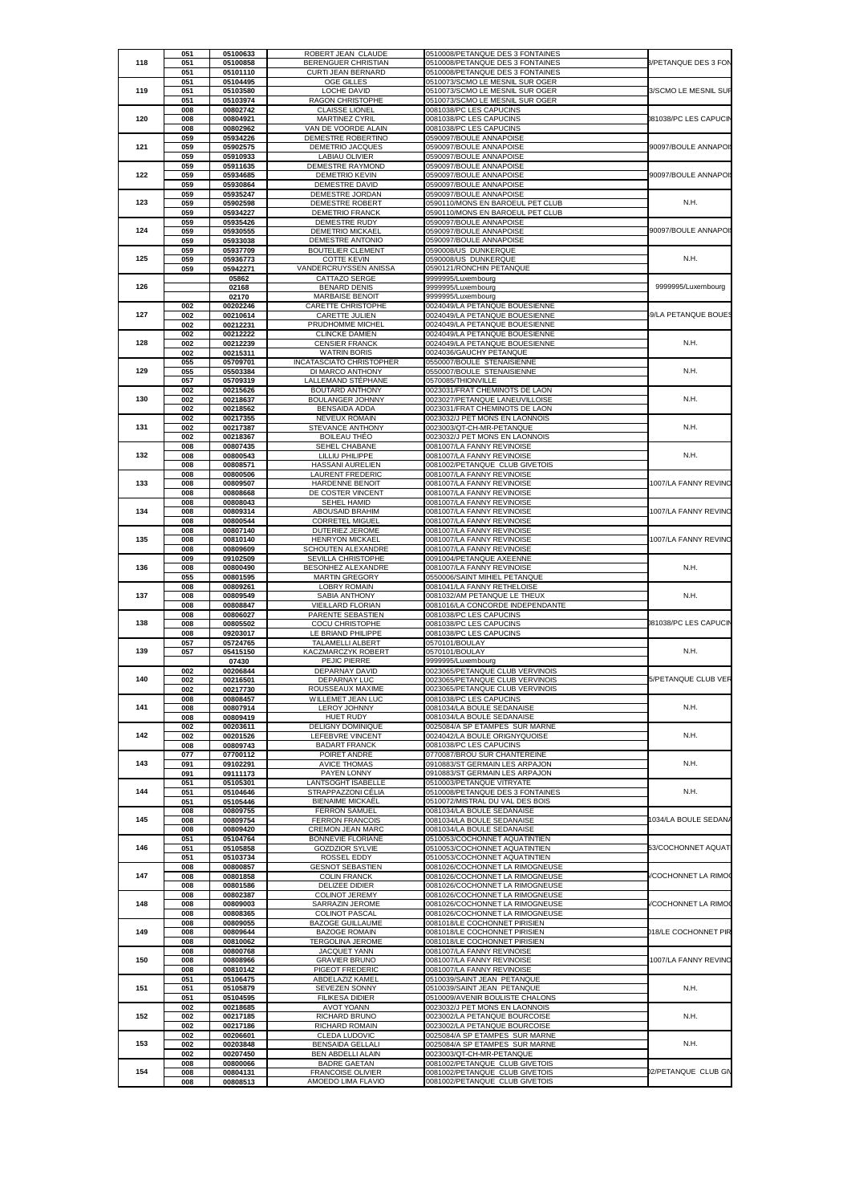| | | | | | |
|---|---|---|---|---|---|
| | 051 | 05100633 | ROBERT JEAN CLAUDE | 0510008/PETANQUE DES 3 FONTAINES | |
| 118 | 051 | 05100858 | BERENGUER CHRISTIAN | 0510008/PETANQUE DES 3 FONTAINES | 3/PETANQUE DES 3 FON |
| | 051 | 05101110 | CURTI JEAN BERNARD | 0510008/PETANQUE DES 3 FONTAINES | |
| | 051 | 05104495 | OGE GILLES | 0510073/SCMO LE MESNIL SUR OGER | |
| 119 | 051 | 05103580 | LOCHE DAVID | 0510073/SCMO LE MESNIL SUR OGER | 3/SCMO LE MESNIL SUF |
| | 051 | 05103974 | RAGON CHRISTOPHE | 0510073/SCMO LE MESNIL SUR OGER | |
| | 008 | 00802742 | CLAISSE LIONEL | 0081038/PC LES CAPUCINS | |
| 120 | 008 | 00804921 | MARTINEZ CYRIL | 0081038/PC LES CAPUCINS | 081038/PC LES CAPUCIN |
| | 008 | 00802962 | VAN DE VOORDE ALAIN | 0081038/PC LES CAPUCINS | |
| | 059 | 05934226 | DEMESTRE ROBERTINO | 0590097/BOULE ANNAPOISE | |
| 121 | 059 | 05902575 | DEMETRIO JACQUES | 0590097/BOULE ANNAPOISE | 90097/BOULE ANNAPOI |
| | 059 | 05910933 | LABIAU OLIVIER | 0590097/BOULE ANNAPOISE | |
| | 059 | 05911635 | DEMESTRE RAYMOND | 0590097/BOULE ANNAPOISE | |
| 122 | 059 | 05934685 | DEMETRIO KEVIN | 0590097/BOULE ANNAPOISE | 90097/BOULE ANNAPOI |
| | 059 | 05930864 | DEMESTRE DAVID | 0590097/BOULE ANNAPOISE | |
| | 059 | 05935247 | DEMESTRE JORDAN | 0590097/BOULE ANNAPOISE | |
| 123 | 059 | 05902598 | DEMESTRE ROBERT | 0590110/MONS EN BAROEUL PET CLUB | N.H. |
| | 059 | 05934227 | DEMETRIO FRANCK | 0590110/MONS EN BAROEUL PET CLUB | |
| | 059 | 05935426 | DEMESTRE RUDY | 0590097/BOULE ANNAPOISE | |
| 124 | 059 | 05930555 | DEMETRIO MICKAEL | 0590097/BOULE ANNAPOISE | 90097/BOULE ANNAPOI |
| | 059 | 05933038 | DEMESTRE ANTONIO | 0590097/BOULE ANNAPOISE | |
| | 059 | 05937709 | BOUTELIER CLEMENT | 0590008/US DUNKERQUE | |
| 125 | 059 | 05936773 | COTTE KEVIN | 0590008/US DUNKERQUE | N.H. |
| | 059 | 05942271 | VANDERCRUYSSEN ANISSA | 0590121/RONCHIN PETANQUE | |
| | | 05862 | CATTAZO SERGE | 9999995/Luxembourg | |
| 126 | | 02168 | BENARD DENIS | 9999995/Luxembourg | 9999995/Luxembourg |
| | | 02170 | MARBAISE BENOIT | 9999995/Luxembourg | |
| | 002 | 00202246 | CARETTE CHRISTOPHE | 0024049/LA PETANQUE BOUESIENNE | |
| 127 | 002 | 00210614 | CARETTE JULIEN | 0024049/LA PETANQUE BOUESIENNE | 9/LA PETANQUE BOUES |
| | 002 | 00212231 | PRUDHOMME MICHEL | 0024049/LA PETANQUE BOUESIENNE | |
| | 002 | 00212222 | CLINCKE DAMIEN | 0024049/LA PETANQUE BOUESIENNE | |
| 128 | 002 | 00212239 | CENSIER FRANCK | 0024049/LA PETANQUE BOUESIENNE | N.H. |
| | 002 | 00215311 | WATRIN BORIS | 0024036/GAUCHY PETANQUE | |
| | 055 | 05709701 | INCATASCIATO CHRISTOPHER | 0550007/BOULE STENAISIENNE | |
| 129 | 055 | 05503384 | DI MARCO ANTHONY | 0550007/BOULE STENAISIENNE | N.H. |
| | 057 | 05709319 | LALLEMAND STÉPHANE | 0570085/THIONVILLE | |
| | 002 | 00215626 | BOUTARD ANTHONY | 0023031/FRAT CHEMINOTS DE LAON | |
| 130 | 002 | 00218637 | BOULANGER JOHNNY | 0023027/PETANQUE LANEUVILLOISE | N.H. |
| | 002 | 00218562 | BENSAIDA ADDA | 0023031/FRAT CHEMINOTS DE LAON | |
| | 002 | 00217355 | NEVEUX ROMAIN | 0023032/J PET MONS EN LAONNOIS | |
| 131 | 002 | 00217387 | STEVANCE ANTHONY | 0023003/QT-CH-MR-PETANQUE | N.H. |
| | 002 | 00218367 | BOILEAU THÉO | 0023032/J PET MONS EN LAONNOIS | |
| | 008 | 00807435 | SEHEL CHABANE | 0081007/LA FANNY REVINOISE | |
| 132 | 008 | 00800543 | LILLIU PHILIPPE | 0081007/LA FANNY REVINOISE | N.H. |
| | 008 | 00808571 | HASSANI AURELIEN | 0081002/PETANQUE CLUB GIVETOIS | |
| | 008 | 00800506 | LAURENT FREDERIC | 0081007/LA FANNY REVINOISE | |
| 133 | 008 | 00809507 | HARDENNE BENOIT | 0081007/LA FANNY REVINOISE | 1007/LA FANNY REVINO |
| | 008 | 00808668 | DE COSTER VINCENT | 0081007/LA FANNY REVINOISE | |
| | 008 | 00808043 | SEHEL HAMID | 0081007/LA FANNY REVINOISE | |
| 134 | 008 | 00809314 | ABOUSAID BRAHIM | 0081007/LA FANNY REVINOISE | 1007/LA FANNY REVINO |
| | 008 | 00800544 | CORRETEL MIGUEL | 0081007/LA FANNY REVINOISE | |
| | 008 | 00807140 | DUTERIEZ JEROME | 0081007/LA FANNY REVINOISE | |
| 135 | 008 | 00810140 | HENRYON MICKAEL | 0081007/LA FANNY REVINOISE | 1007/LA FANNY REVINO |
| | 008 | 00809609 | SCHOUTEN ALEXANDRE | 0081007/LA FANNY REVINOISE | |
| | 009 | 09102509 | SEVILLA CHRISTOPHE | 0091004/PETANQUE AXEENNE | |
| 136 | 008 | 00800490 | BESONHEZ ALEXANDRE | 0081007/LA FANNY REVINOISE | N.H. |
| | 055 | 00801595 | MARTIN GREGORY | 0550006/SAINT MIHIEL PETANQUE | |
| | 008 | 00809261 | LOBRY ROMAIN | 0081041/LA FANNY RETHELOISE | |
| 137 | 008 | 00809549 | SABIA ANTHONY | 0081032/AM PETANQUE LE THEUX | N.H. |
| | 008 | 00808847 | VIEILLARD FLORIAN | 0081016/LA CONCORDE INDEPENDANTE | |
| | 008 | 00806027 | PARENTE SEBASTIEN | 0081038/PC LES CAPUCINS | |
| 138 | 008 | 00805502 | COCU CHRISTOPHE | 0081038/PC LES CAPUCINS | 081038/PC LES CAPUCIN |
| | 008 | 09203017 | LE BRIAND PHILIPPE | 0081038/PC LES CAPUCINS | |
| | 057 | 05724765 | TALAMELLI ALBERT | 0570101/BOULAY | |
| 139 | 057 | 05415150 | KACZMARCZYK ROBERT | 0570101/BOULAY | N.H. |
| | | 07430 | PEJIC PIERRE | 9999995/Luxembourg | |
| | 002 | 00206844 | DEPARNAY DAVID | 0023065/PETANQUE CLUB VERVINOIS | |
| 140 | 002 | 00216501 | DEPARNAY LUC | 0023065/PETANQUE CLUB VERVINOIS | 5/PETANQUE CLUB VER |
| | 002 | 00217730 | ROUSSEAUX MAXIME | 0023065/PETANQUE CLUB VERVINOIS | |
| | 008 | 00808457 | WILLEMET JEAN LUC | 0081038/PC LES CAPUCINS | |
| 141 | 008 | 00807914 | LEROY JOHNNY | 0081034/LA BOULE SEDANAISE | N.H. |
| | 008 | 00809419 | HUET RUDY | 0081034/LA BOULE SEDANAISE | |
| | 002 | 00203611 | DELIGNY DOMINIQUE | 0025084/A SP ETAMPES SUR MARNE | |
| 142 | 002 | 00201526 | LEFEBVRE VINCENT | 0024042/LA BOULE ORIGNYQUOISE | N.H. |
| | 008 | 00809743 | BADART FRANCK | 0081038/PC LES CAPUCINS | |
| | 077 | 07700112 | POIRET ANDRÉ | 0770087/BROU SUR CHANTEREINE | |
| 143 | 091 | 09102291 | AVICE THOMAS | 0910883/ST GERMAIN LES ARPAJON | N.H. |
| | 091 | 09111173 | PAYEN LONNY | 0910883/ST GERMAIN LES ARPAJON | |
| | 051 | 05105301 | LANTSOGHT ISABELLE | 0510003/PETANQUE VITRYATE | |
| 144 | 051 | 05104646 | STRAPPAZZONI CÉLIA | 0510008/PETANQUE DES 3 FONTAINES | N.H. |
| | 051 | 05105446 | BIENAIME MICKAËL | 0510072/MISTRAL DU VAL DES BOIS | |
| | 008 | 00809755 | FERRON SAMUEL | 0081034/LA BOULE SEDANAISE | |
| 145 | 008 | 00809754 | FERRON FRANCOIS | 0081034/LA BOULE SEDANAISE | 1034/LA BOULE SEDANA |
| | 008 | 00809420 | CREMON JEAN MARC | 0081034/LA BOULE SEDANAISE | |
| | 051 | 05104764 | BONNEVIE FLORIANE | 0510053/COCHONNET AQUATINTIEN | |
| 146 | 051 | 05105858 | GOZDZIOR SYLVIE | 0510053/COCHONNET AQUATINTIEN | 53/COCHONNET AQUAT |
| | 051 | 05103734 | ROSSEL EDDY | 0510053/COCHONNET AQUATINTIEN | |
| | 008 | 00800857 | GESNOT SEBASTIEN | 0081026/COCHONNET LA RIMOGNEUSE | |
| 147 | 008 | 00801858 | COLIN FRANCK | 0081026/COCHONNET LA RIMOGNEUSE | /COCHONNET LA RIMO |
| | 008 | 00801586 | DELIZEE DIDIER | 0081026/COCHONNET LA RIMOGNEUSE | |
| | 008 | 00802387 | COLINOT JEREMY | 0081026/COCHONNET LA RIMOGNEUSE | |
| 148 | 008 | 00809003 | SARRAZIN JEROME | 0081026/COCHONNET LA RIMOGNEUSE | /COCHONNET LA RIMO |
| | 008 | 00808365 | COLINOT PASCAL | 0081026/COCHONNET LA RIMOGNEUSE | |
| | 008 | 00809055 | BAZOGE GUILLAUME | 0081018/LE COCHONNET PIRISIEN | |
| 149 | 008 | 00809644 | BAZOGE ROMAIN | 0081018/LE COCHONNET PIRISIEN | 018/LE COCHONNET PIR |
| | 008 | 00810062 | TERGOLINA JEROME | 0081018/LE COCHONNET PIRISIEN | |
| | 008 | 00800768 | JACQUET YANN | 0081007/LA FANNY REVINOISE | |
| 150 | 008 | 00808966 | GRAVIER BRUNO | 0081007/LA FANNY REVINOISE | 1007/LA FANNY REVINO |
| | 008 | 00810142 | PIGEOT FREDERIC | 0081007/LA FANNY REVINOISE | |
| | 051 | 05106475 | ABDELAZIZ KAMEL | 0510039/SAINT JEAN PETANQUE | |
| 151 | 051 | 05105879 | SEVEZEN SONNY | 0510039/SAINT JEAN PETANQUE | N.H. |
| | 051 | 05104595 | FILIKESA DIDIER | 0510009/AVENIR BOULISTE CHALONS | |
| | 002 | 00218685 | AVOT YOANN | 0023032/J PET MONS EN LAONNOIS | |
| 152 | 002 | 00217185 | RICHARD BRUNO | 0023002/LA PETANQUE BOURCOISE | N.H. |
| | 002 | 00217186 | RICHARD ROMAIN | 0023002/LA PETANQUE BOURCOISE | |
| | 002 | 00206601 | CLEDA LUDOVIC | 0025084/A SP ETAMPES SUR MARNE | |
| 153 | 002 | 00203848 | BENSAIDA GELLALI | 0025084/A SP ETAMPES SUR MARNE | N.H. |
| | 002 | 00207450 | BEN ABDELLI ALAIN | 0023003/QT-CH-MR-PETANQUE | |
| | 008 | 00800066 | BADRE GAETAN | 0081002/PETANQUE CLUB GIVETOIS | |
| 154 | 008 | 00804131 | FRANCOISE OLIVIER | 0081002/PETANQUE CLUB GIVETOIS | 02/PETANQUE CLUB GIV |
| | 008 | 00808513 | AMOEDO LIMA FLAVIO | 0081002/PETANQUE CLUB GIVETOIS | |